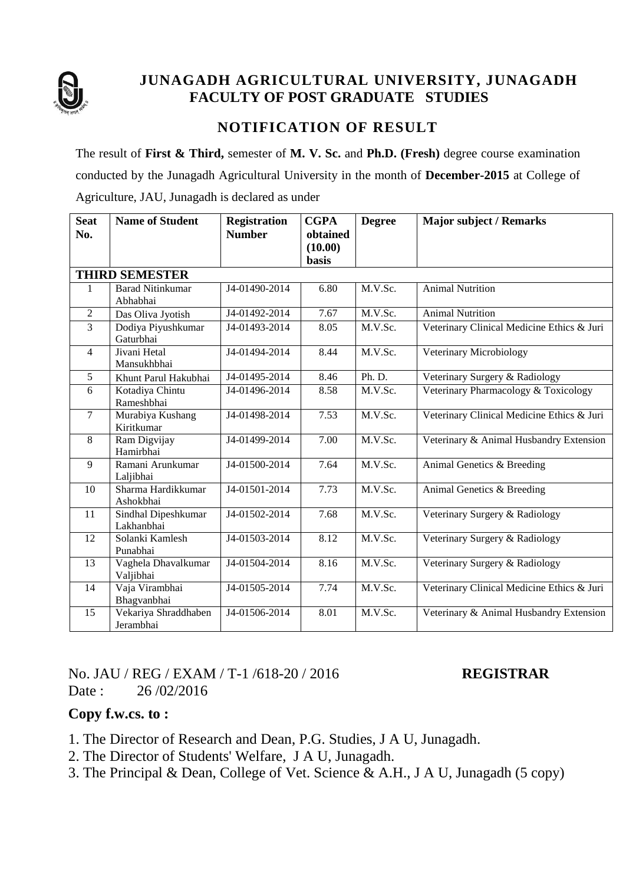# JUNAGADH AGRICULTURAL UNIVERSITY, JUNAGADH
## FACULTY OF POST GRADUATE STUDIES

## NOTIFICATION OF RESULT

The result of **First & Third,** semester of **M. V. Sc.** and **Ph.D. (Fresh)** degree course examination conducted by the Junagadh Agricultural University in the month of **December-2015** at College of Agriculture, JAU, Junagadh is declared as under

| Seat No. | Name of Student | Registration Number | CGPA obtained (10.00) basis | Degree | Major subject / Remarks |
|---|---|---|---|---|---|
| **THIRD SEMESTER** | | | | | |
| 1 | Barad Nitinkumar Abhabhai | J4-01490-2014 | 6.80 | M.V.Sc. | Animal Nutrition |
| 2 | Das Oliva Jyotish | J4-01492-2014 | 7.67 | M.V.Sc. | Animal Nutrition |
| 3 | Dodiya Piyushkumar Gaturbhai | J4-01493-2014 | 8.05 | M.V.Sc. | Veterinary Clinical Medicine Ethics & Juri |
| 4 | Jivani Hetal Mansukhbhai | J4-01494-2014 | 8.44 | M.V.Sc. | Veterinary Microbiology |
| 5 | Khunt Parul Hakubhai | J4-01495-2014 | 8.46 | Ph. D. | Veterinary Surgery & Radiology |
| 6 | Kotadiya Chintu Rameshbhai | J4-01496-2014 | 8.58 | M.V.Sc. | Veterinary Pharmacology & Toxicology |
| 7 | Murabiya Kushang Kiritkumar | J4-01498-2014 | 7.53 | M.V.Sc. | Veterinary Clinical Medicine Ethics & Juri |
| 8 | Ram Digvijay Hamirbhai | J4-01499-2014 | 7.00 | M.V.Sc. | Veterinary & Animal Husbandry Extension |
| 9 | Ramani Arunkumar Laljibhai | J4-01500-2014 | 7.64 | M.V.Sc. | Animal Genetics & Breeding |
| 10 | Sharma Hardikkumar Ashokbhai | J4-01501-2014 | 7.73 | M.V.Sc. | Animal Genetics & Breeding |
| 11 | Sindhal Dipeshkumar Lakhanbhai | J4-01502-2014 | 7.68 | M.V.Sc. | Veterinary Surgery & Radiology |
| 12 | Solanki Kamlesh Punabhai | J4-01503-2014 | 8.12 | M.V.Sc. | Veterinary Surgery & Radiology |
| 13 | Vaghela Dhavalkumar Valjibhai | J4-01504-2014 | 8.16 | M.V.Sc. | Veterinary Surgery & Radiology |
| 14 | Vaja Virambhai Bhagvanbhai | J4-01505-2014 | 7.74 | M.V.Sc. | Veterinary Clinical Medicine Ethics & Juri |
| 15 | Vekariya Shraddhaben Jerambhai | J4-01506-2014 | 8.01 | M.V.Sc. | Veterinary & Animal Husbandry Extension |

No. JAU / REG / EXAM / T-1 /618-20 / 2016 **REGISTRAR**

Date : 26 /02/2016

**Copy f.w.cs. to :**

1. The Director of Research and Dean, P.G. Studies, J A U, Junagadh.
2. The Director of Students' Welfare, J A U, Junagadh.
3. The Principal & Dean, College of Vet. Science & A.H., J A U, Junagadh (5 copy)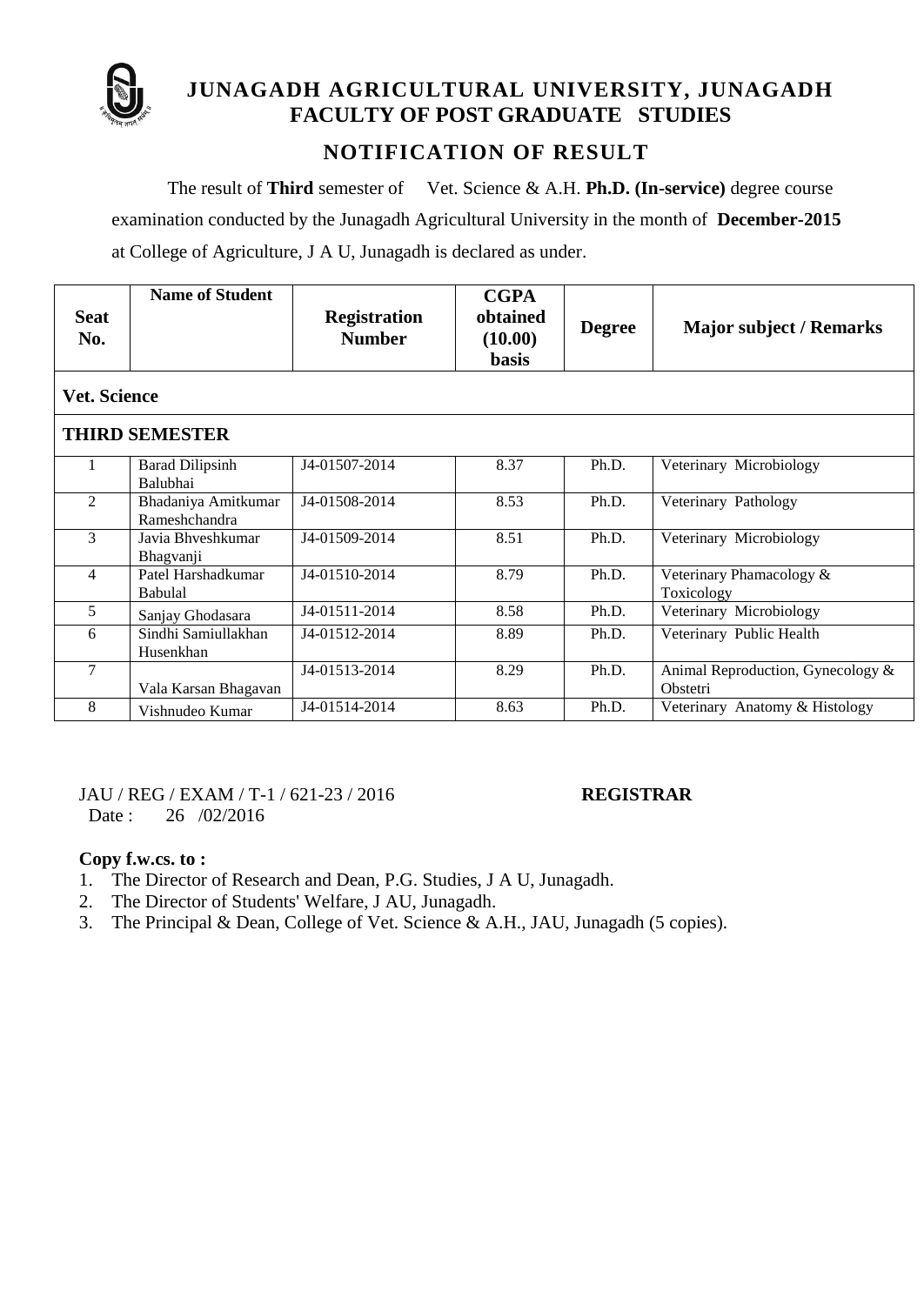# JUNAGADH AGRICULTURAL UNIVERSITY, JUNAGADH
## FACULTY OF POST GRADUATE STUDIES

### NOTIFICATION OF RESULT

The result of **Third** semester of Vet. Science & A.H. **Ph.D. (In-service)** degree course examination conducted by the Junagadh Agricultural University in the month of **December-2015** at College of Agriculture, J A U, Junagadh is declared as under.

| Seat No. | Name of Student | Registration Number | CGPA obtained (10.00) basis | Degree | Major subject / Remarks |
|---|---|---|---|---|---|
| **Vet. Science** | | | | | |
| **THIRD SEMESTER** | | | | | |
| 1 | Barad Dilipsinh Balubhai | J4-01507-2014 | 8.37 | Ph.D. | Veterinary Microbiology |
| 2 | Bhadaniya Amitkumar Rameshchandra | J4-01508-2014 | 8.53 | Ph.D. | Veterinary Pathology |
| 3 | Javia Bhveshkumar Bhagvanji | J4-01509-2014 | 8.51 | Ph.D. | Veterinary Microbiology |
| 4 | Patel Harshadkumar Babulal | J4-01510-2014 | 8.79 | Ph.D. | Veterinary Phamacology & Toxicology |
| 5 | Sanjay Ghodasara | J4-01511-2014 | 8.58 | Ph.D. | Veterinary Microbiology |
| 6 | Sindhi Samiullakhan Husenkhan | J4-01512-2014 | 8.89 | Ph.D. | Veterinary Public Health |
| 7 | Vala Karsan Bhagavan | J4-01513-2014 | 8.29 | Ph.D. | Animal Reproduction, Gynecology & Obstetri |
| 8 | Vishnudeo Kumar | J4-01514-2014 | 8.63 | Ph.D. | Veterinary Anatomy & Histology |

JAU / REG / EXAM / T-1 / 621-23 / 2016

Date : 26 /02/2016

**REGISTRAR**

**Copy f.w.cs. to :**

1. The Director of Research and Dean, P.G. Studies, J A U, Junagadh.
2. The Director of Students' Welfare, J AU, Junagadh.
3. The Principal & Dean, College of Vet. Science & A.H., JAU, Junagadh (5 copies).